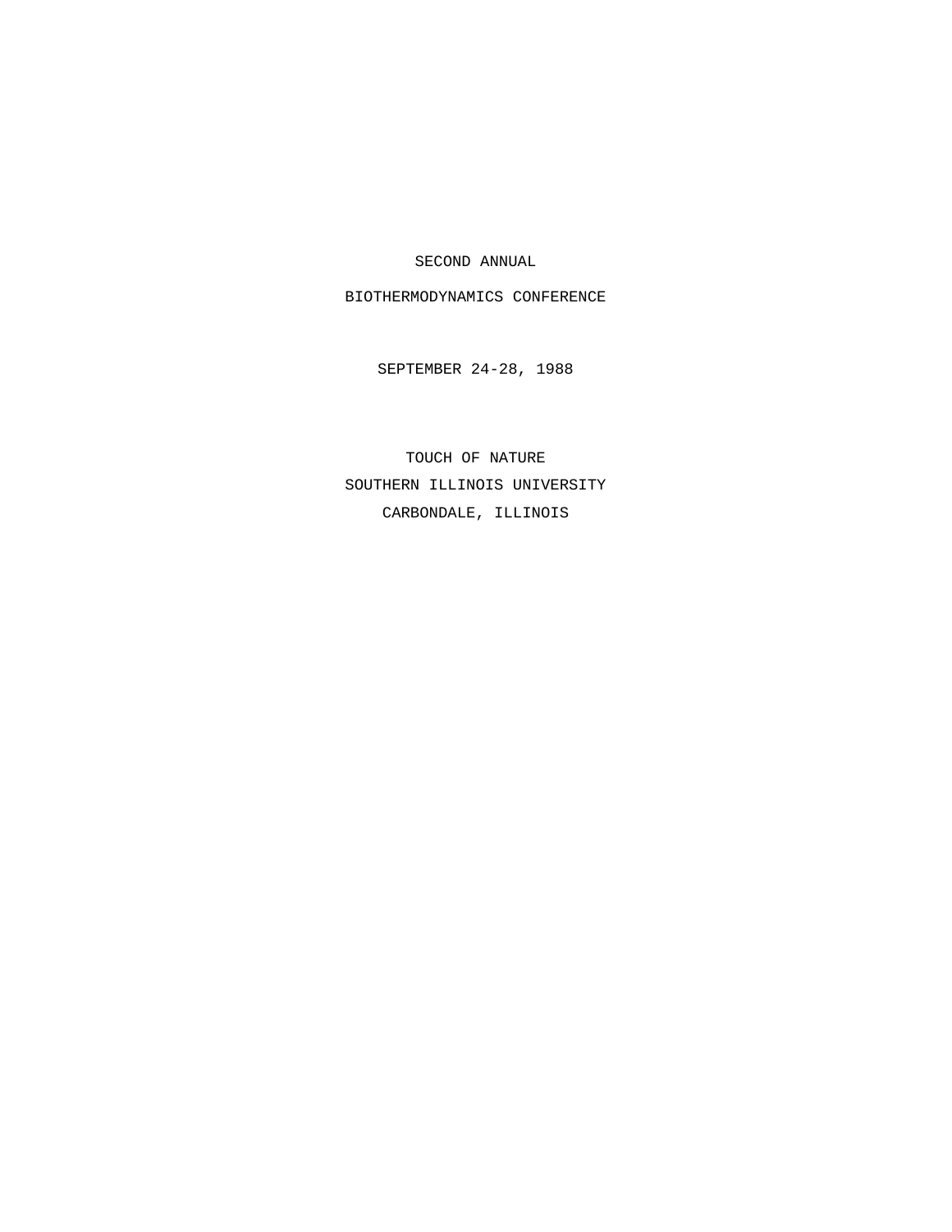# SECOND ANNUAL

# BIOTHERMODYNAMICS CONFERENCE

SEPTEMBER 24-28, 1988

TOUCH OF NATURE

SOUTHERN ILLINOIS UNIVERSITY

CARBONDALE, ILLINOIS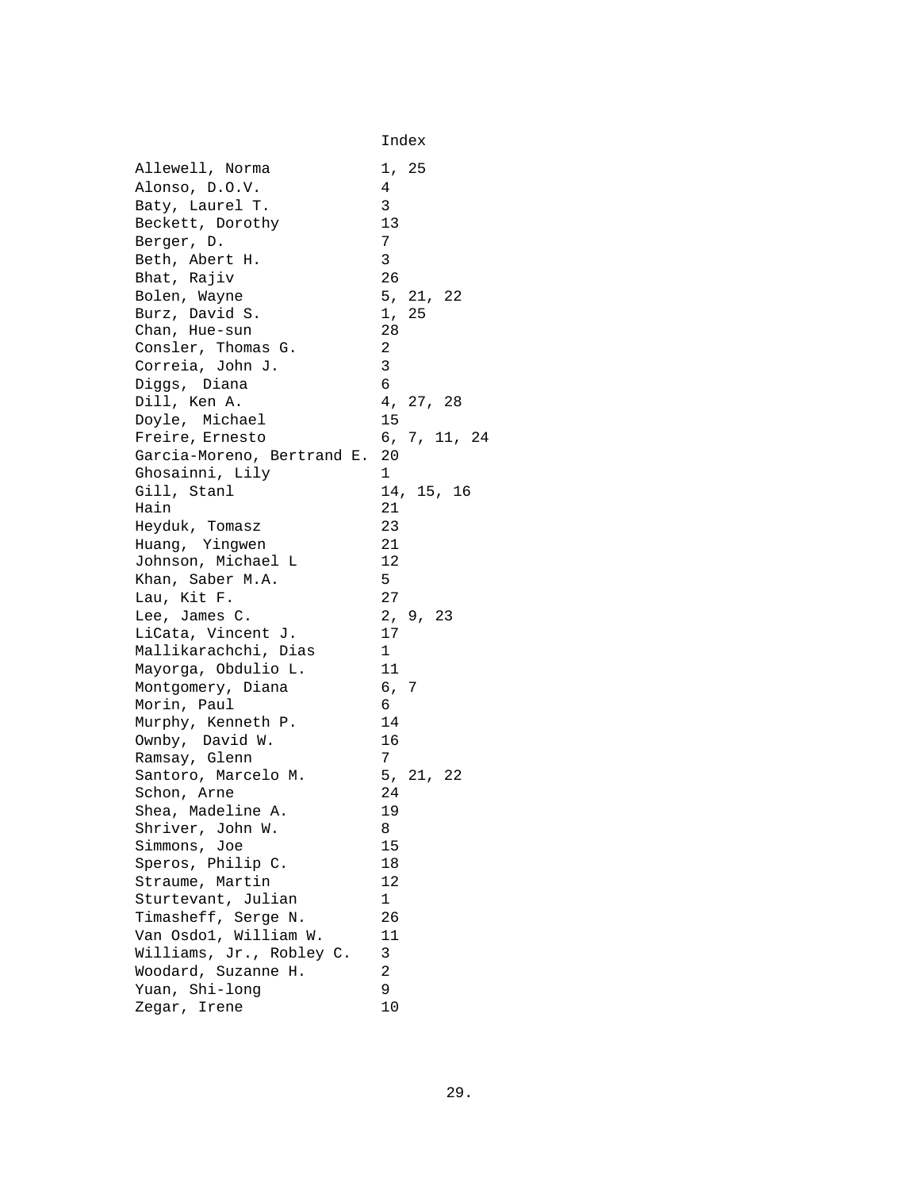# Index

| | |
|---|---|
| Allewell, Norma | 1, 25 |
| Alonso, D.O.V. | 4 |
| Baty, Laurel T. | 3 |
| Beckett, Dorothy | 13 |
| Berger, D. | 7 |
| Beth, Abert H. | 3 |
| Bhat, Rajiv | 26 |
| Bolen, Wayne | 5, 21, 22 |
| Burz, David S. | 1, 25 |
| Chan, Hue-sun | 28 |
| Consler, Thomas G. | 2 |
| Correia, John J. | 3 |
| Diggs, Diana | 6 |
| Dill, Ken A. | 4, 27, 28 |
| Doyle, Michael | 15 |
| Freire, Ernesto | 6, 7, 11, 24 |
| Garcia-Moreno, Bertrand E. | 20 |
| Ghosainni, Lily | 1 |
| Gill, Stanl | 14, 15, 16 |
| Hain | 21 |
| Heyduk, Tomasz | 23 |
| Huang, Yingwen | 21 |
| Johnson, Michael L | 12 |
| Khan, Saber M.A. | 5 |
| Lau, Kit F. | 27 |
| Lee, James C. | 2, 9, 23 |
| LiCata, Vincent J. | 17 |
| Mallikarachchi, Dias | 1 |
| Mayorga, Obdulio L. | 11 |
| Montgomery, Diana | 6, 7 |
| Morin, Paul | 6 |
| Murphy, Kenneth P. | 14 |
| Ownby, David W. | 16 |
| Ramsay, Glenn | 7 |
| Santoro, Marcelo M. | 5, 21, 22 |
| Schon, Arne | 24 |
| Shea, Madeline A. | 19 |
| Shriver, John W. | 8 |
| Simmons, Joe | 15 |
| Speros, Philip C. | 18 |
| Straume, Martin | 12 |
| Sturtevant, Julian | 1 |
| Timasheff, Serge N. | 26 |
| Van Osdo1, William W. | 11 |
| Williams, Jr., Robley C. | 3 |
| Woodard, Suzanne H. | 2 |
| Yuan, Shi-long | 9 |
| Zegar, Irene | 10 |